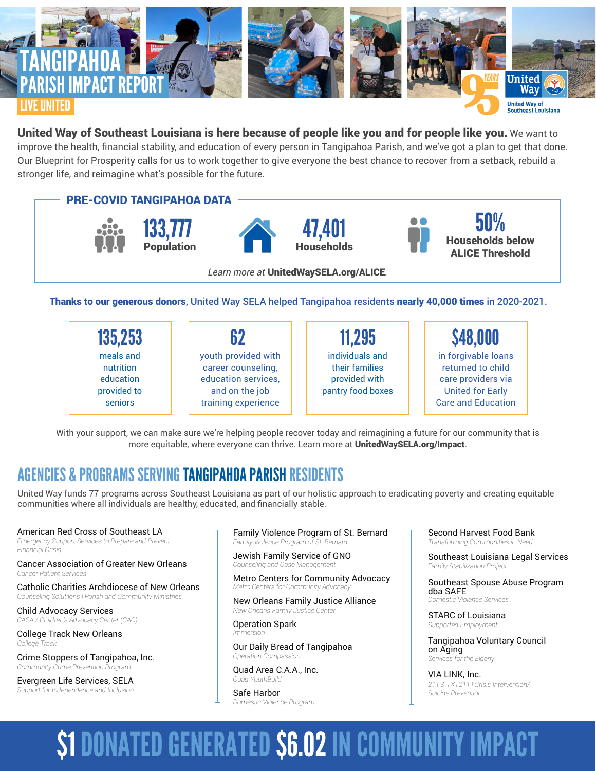# TANGIPAHOA PARISH IMPACT REPORT

LIVE UNITED

95 YEARS United Way — United Way of Southeast Louisiana

**United Way of Southeast Louisiana is here because of people like you and for people like you.** We want to improve the health, financial stability, and education of every person in Tangipahoa Parish, and we've got a plan to get that done. Our Blueprint for Prosperity calls for us to work together to give everyone the best chance to recover from a setback, rebuild a stronger life, and reimagine what's possible for the future.

## PRE-COVID TANGIPAHOA DATA

**133,777** Population

**47,401** Households

**50%** Households below ALICE Threshold

*Learn more at* **UnitedWaySELA.org/ALICE**.

**Thanks to our generous donors,** United Way SELA helped Tangipahoa residents **nearly 40,000 times** in 2020-2021.

**135,253** meals and nutrition education provided to seniors

**62** youth provided with career counseling, education services, and on the job training experience

**11,295** individuals and their families provided with pantry food boxes

**$48,000** in forgivable loans returned to child care providers via United for Early Care and Education

With your support, we can make sure we're helping people recover today and reimagining a future for our community that is more equitable, where everyone can thrive. Learn more at **UnitedWaySELA.org/Impact**.

## AGENCIES & PROGRAMS SERVING TANGIPAHOA PARISH RESIDENTS

United Way funds 77 programs across Southeast Louisiana as part of our holistic approach to eradicating poverty and creating equitable communities where all individuals are healthy, educated, and financially stable.

American Red Cross of Southeast LA
*Emergency Support Services to Prepare and Prevent Financial Crisis*

Cancer Association of Greater New Orleans
*Cancer Patient Services*

Catholic Charities Archdiocese of New Orleans
*Counseling Solutions | Parish and Community Ministries*

Child Advocacy Services
*CASA / Children's Advocacy Center (CAC)*

College Track New Orleans
*College Track*

Crime Stoppers of Tangipahoa, Inc.
*Community Crime Prevention Program*

Evergreen Life Services, SELA
*Support for Independence and Inclusion*

Family Violence Program of St. Bernard
*Family Violence Program of St. Bernard*

Jewish Family Service of GNO
*Counseling and Case Management*

Metro Centers for Community Advocacy
*Metro Centers for Community Advocacy*

New Orleans Family Justice Alliance
*New Orleans Family Justice Center*

Operation Spark
*Immersion*

Our Daily Bread of Tangipahoa
*Operation Compassion*

Quad Area C.A.A., Inc.
*Quad YouthBuild*

Safe Harbor
*Domestic Violence Program*

Second Harvest Food Bank
*Transforming Communities in Need*

Southeast Louisiana Legal Services
*Family Stabilization Project*

Southeast Spouse Abuse Program dba SAFE
*Domestic Violence Services*

STARC of Louisiana
*Supported Employment*

Tangipahoa Voluntary Council on Aging
*Services for the Elderly*

VIA LINK, Inc.
*211 & TXT211 | Crisis Intervention/ Suicide Prevention*

## $1 DONATED GENERATED $6.02 IN COMMUNITY IMPACT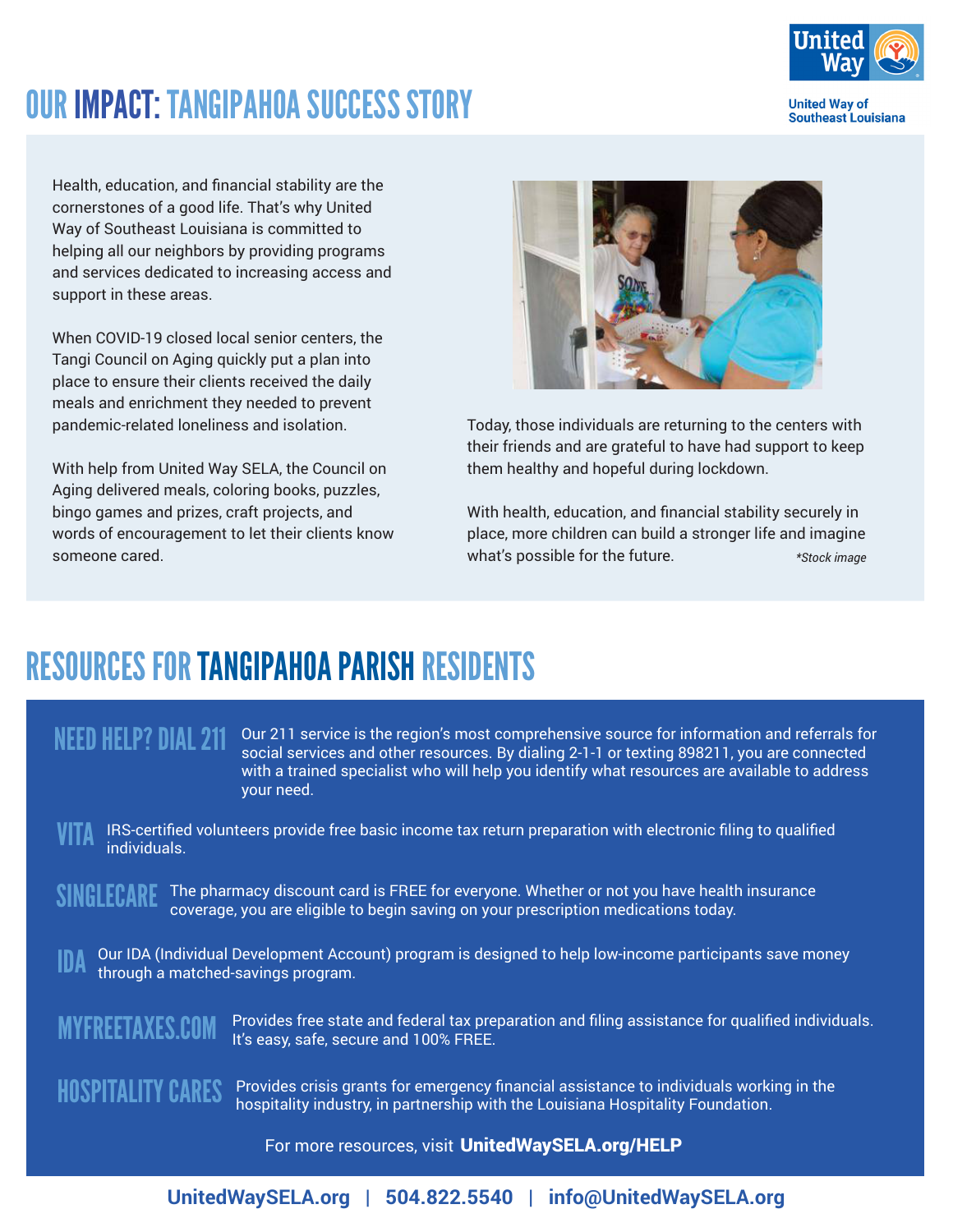# OUR IMPACT: TANGIPAHOA SUCCESS STORY

United Way of Southeast Louisiana

Health, education, and financial stability are the cornerstones of a good life. That's why United Way of Southeast Louisiana is committed to helping all our neighbors by providing programs and services dedicated to increasing access and support in these areas.

When COVID-19 closed local senior centers, the Tangi Council on Aging quickly put a plan into place to ensure their clients received the daily meals and enrichment they needed to prevent pandemic-related loneliness and isolation.

With help from United Way SELA, the Council on Aging delivered meals, coloring books, puzzles, bingo games and prizes, craft projects, and words of encouragement to let their clients know someone cared.

Today, those individuals are returning to the centers with their friends and are grateful to have had support to keep them healthy and hopeful during lockdown.

With health, education, and financial stability securely in place, more children can build a stronger life and imagine what's possible for the future.

*\*Stock image*

# RESOURCES FOR TANGIPAHOA PARISH RESIDENTS

**NEED HELP? DIAL 211** Our 211 service is the region's most comprehensive source for information and referrals for social services and other resources. By dialing 2-1-1 or texting 898211, you are connected with a trained specialist who will help you identify what resources are available to address your need.

**VITA** IRS-certified volunteers provide free basic income tax return preparation with electronic filing to qualified individuals.

**SINGLECARE** The pharmacy discount card is FREE for everyone. Whether or not you have health insurance coverage, you are eligible to begin saving on your prescription medications today.

**IDA** Our IDA (Individual Development Account) program is designed to help low-income participants save money through a matched-savings program.

**MYFREETAXES.COM** Provides free state and federal tax preparation and filing assistance for qualified individuals. It's easy, safe, secure and 100% FREE.

**HOSPITALITY CARES** Provides crisis grants for emergency financial assistance to individuals working in the hospitality industry, in partnership with the Louisiana Hospitality Foundation.

For more resources, visit **UnitedWaySELA.org/HELP**

**UnitedWaySELA.org | 504.822.5540 | info@UnitedWaySELA.org**